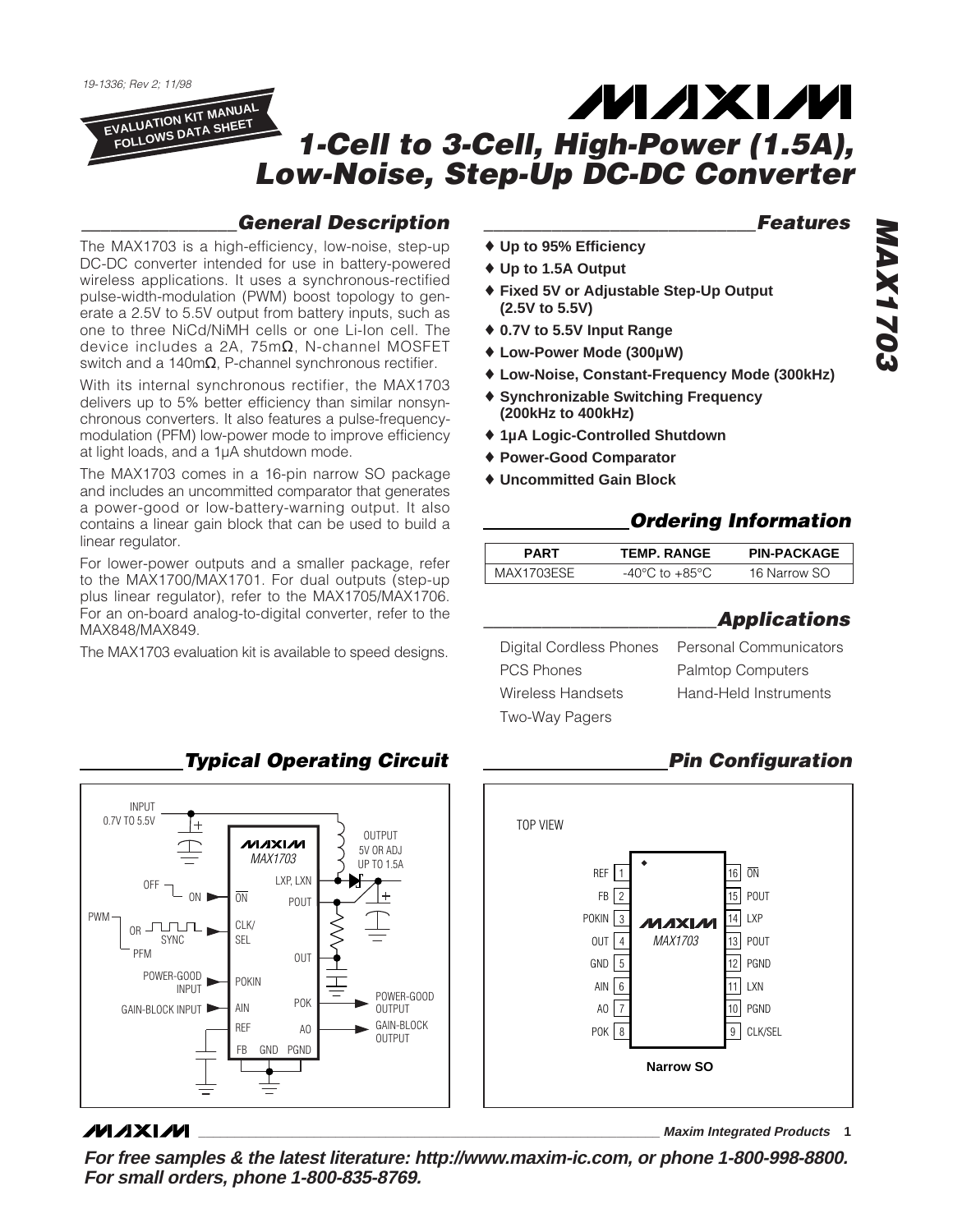19-1336; Rev 2; 11/98

EVALUATION KIT MANUAL FOLLOWS DATA SHEET

# MAX1703

# 1-Cell to 3-Cell, High-Power (1.5A), Low-Noise, Step-Up DC-DC Converter

## General Description

The MAX1703 is a high-efficiency, low-noise, step-up DC-DC converter intended for use in battery-powered wireless applications. It uses a synchronous-rectified pulse-width-modulation (PWM) boost topology to generate a 2.5V to 5.5V output from battery inputs, such as one to three NiCd/NiMH cells or one Li-Ion cell. The device includes a 2A, 75mΩ, N-channel MOSFET switch and a 140mΩ, P-channel synchronous rectifier.

With its internal synchronous rectifier, the MAX1703 delivers up to 5% better efficiency than similar nonsynchronous converters. It also features a pulse-frequency-modulation (PFM) low-power mode to improve efficiency at light loads, and a 1µA shutdown mode.

The MAX1703 comes in a 16-pin narrow SO package and includes an uncommitted comparator that generates a power-good or low-battery-warning output. It also contains a linear gain block that can be used to build a linear regulator.

For lower-power outputs and a smaller package, refer to the MAX1700/MAX1701. For dual outputs (step-up plus linear regulator), refer to the MAX1705/MAX1706. For an on-board analog-to-digital converter, refer to the MAX848/MAX849.

The MAX1703 evaluation kit is available to speed designs.

## Features

- ♦ Up to 95% Efficiency
- ♦ Up to 1.5A Output
- ♦ Fixed 5V or Adjustable Step-Up Output (2.5V to 5.5V)
- ♦ 0.7V to 5.5V Input Range
- ♦ Low-Power Mode (300µW)
- ♦ Low-Noise, Constant-Frequency Mode (300kHz)
- ♦ Synchronizable Switching Frequency (200kHz to 400kHz)
- ♦ 1µA Logic-Controlled Shutdown
- ♦ Power-Good Comparator
- ♦ Uncommitted Gain Block

## Ordering Information

| PART | TEMP. RANGE | PIN-PACKAGE |
|---|---|---|
| MAX1703ESE | -40°C to +85°C | 16 Narrow SO |

## Applications

- Digital Cordless Phones
- PCS Phones
- Wireless Handsets
- Two-Way Pagers
- Personal Communicators
- Palmtop Computers
- Hand-Held Instruments

## Typical Operating Circuit

INPUT 0.7V TO 5.5V; OFF/ON → ON̄; PWM OR SYNC / PFM → CLK/SEL; POWER-GOOD INPUT → POKIN; GAIN-BLOCK INPUT → AIN; REF; FB; GND; PGND; LXP, LXN; POUT; OUT; POK → POWER-GOOD OUTPUT; AO → GAIN-BLOCK OUTPUT; OUTPUT 5V OR ADJ UP TO 1.5A

## Pin Configuration

TOP VIEW — Narrow SO

| PIN | NAME | PIN | NAME |
|---|---|---|---|
| 1 | REF | 16 | ON̄ |
| 2 | FB | 15 | POUT |
| 3 | POKIN | 14 | LXP |
| 4 | OUT | 13 | POUT |
| 5 | GND | 12 | PGND |
| 6 | AIN | 11 | LXN |
| 7 | AO | 10 | PGND |
| 8 | POK | 9 | CLK/SEL |

Maxim Integrated Products

For free samples & the latest literature: http://www.maxim-ic.com, or phone 1-800-998-8800.
For small orders, phone 1-800-835-8769.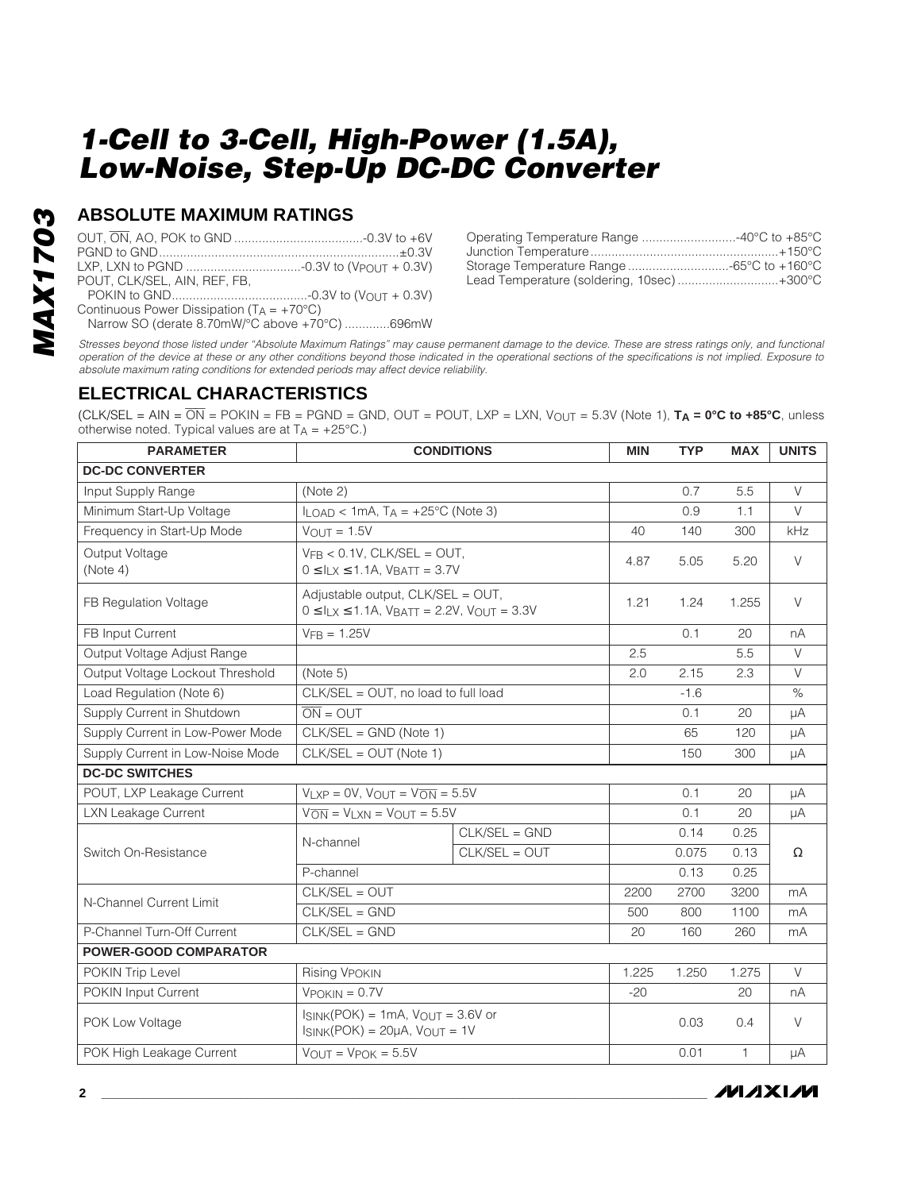## ABSOLUTE MAXIMUM RATINGS

OUT, $\overline{ON}$, AO, POK to GND ....................................-0.3V to +6V
PGND to GND....................................................................±0.3V
LXP, LXN to PGND .................................-0.3V to ($V_{POUT}$ + 0.3V)
POUT, CLK/SEL, AIN, REF, FB,
POKIN to GND.......................................-0.3V to ($V_{OUT}$ + 0.3V)
Continuous Power Dissipation ($T_A$ = +70°C)
Narrow SO (derate 8.70mW/°C above +70°C) ............696mW

Operating Temperature Range ...........................-40°C to +85°C
Junction Temperature......................................................+150°C
Storage Temperature Range .............................-65°C to +160°C
Lead Temperature (soldering, 10sec).............................+300°C

*Stresses beyond those listed under "Absolute Maximum Ratings" may cause permanent damage to the device. These are stress ratings only, and functional operation of the device at these or any other conditions beyond those indicated in the operational sections of the specifications is not implied. Exposure to absolute maximum rating conditions for extended periods may affect device reliability.*

## ELECTRICAL CHARACTERISTICS

(CLK/SEL = AIN = $\overline{ON}$ = POKIN = FB = PGND = GND, OUT = POUT, LXP = LXN, $V_{OUT}$ = 5.3V (Note 1), **$T_A$ = 0°C to +85°C**, unless otherwise noted. Typical values are at $T_A$ = +25°C.)

| PARAMETER | CONDITIONS | | MIN | TYP | MAX | UNITS |
|---|---|---|---|---|---|---|
| **DC-DC CONVERTER** | | | | | | |
| Input Supply Range | (Note 2) | | | 0.7 | 5.5 | V |
| Minimum Start-Up Voltage | $I_{LOAD}$ < 1mA, $T_A$ = +25°C (Note 3) | | | 0.9 | 1.1 | V |
| Frequency in Start-Up Mode | $V_{OUT}$ = 1.5V | | 40 | 140 | 300 | kHz |
| Output Voltage (Note 4) | $V_{FB}$ < 0.1V, CLK/SEL = OUT, 0 ≤ $I_{LX}$ ≤ 1.1A, $V_{BATT}$ = 3.7V | | 4.87 | 5.05 | 5.20 | V |
| FB Regulation Voltage | Adjustable output, CLK/SEL = OUT, 0 ≤ $I_{LX}$ ≤ 1.1A, $V_{BATT}$ = 2.2V, $V_{OUT}$ = 3.3V | | 1.21 | 1.24 | 1.255 | V |
| FB Input Current | $V_{FB}$ = 1.25V | | | 0.1 | 20 | nA |
| Output Voltage Adjust Range | | | 2.5 | | 5.5 | V |
| Output Voltage Lockout Threshold | (Note 5) | | 2.0 | 2.15 | 2.3 | V |
| Load Regulation (Note 6) | CLK/SEL = OUT, no load to full load | | | -1.6 | | % |
| Supply Current in Shutdown | $\overline{ON}$ = OUT | | | 0.1 | 20 | µA |
| Supply Current in Low-Power Mode | CLK/SEL = GND (Note 1) | | | 65 | 120 | µA |
| Supply Current in Low-Noise Mode | CLK/SEL = OUT (Note 1) | | | 150 | 300 | µA |
| **DC-DC SWITCHES** | | | | | | |
| POUT, LXP Leakage Current | $V_{LXP}$ = 0V, $V_{OUT}$ = $V_{\overline{ON}}$ = 5.5V | | | 0.1 | 20 | µA |
| LXN Leakage Current | $V_{\overline{ON}}$ = $V_{LXN}$ = $V_{OUT}$ = 5.5V | | | 0.1 | 20 | µA |
| Switch On-Resistance | N-channel | CLK/SEL = GND | | 0.14 | 0.25 | Ω |
| | | CLK/SEL = OUT | | 0.075 | 0.13 | |
| | P-channel | | | 0.13 | 0.25 | |
| N-Channel Current Limit | CLK/SEL = OUT | | 2200 | 2700 | 3200 | mA |
| | CLK/SEL = GND | | 500 | 800 | 1100 | mA |
| P-Channel Turn-Off Current | CLK/SEL = GND | | 20 | 160 | 260 | mA |
| **POWER-GOOD COMPARATOR** | | | | | | |
| POKIN Trip Level | Rising $V_{POKIN}$ | | 1.225 | 1.250 | 1.275 | V |
| POKIN Input Current | $V_{POKIN}$ = 0.7V | | -20 | | 20 | nA |
| POK Low Voltage | $I_{SINK}$(POK) = 1mA, $V_{OUT}$ = 3.6V or $I_{SINK}$(POK) = 20µA, $V_{OUT}$ = 1V | | | 0.03 | 0.4 | V |
| POK High Leakage Current | $V_{OUT}$ = $V_{POK}$ = 5.5V | | | 0.01 | 1 | µA |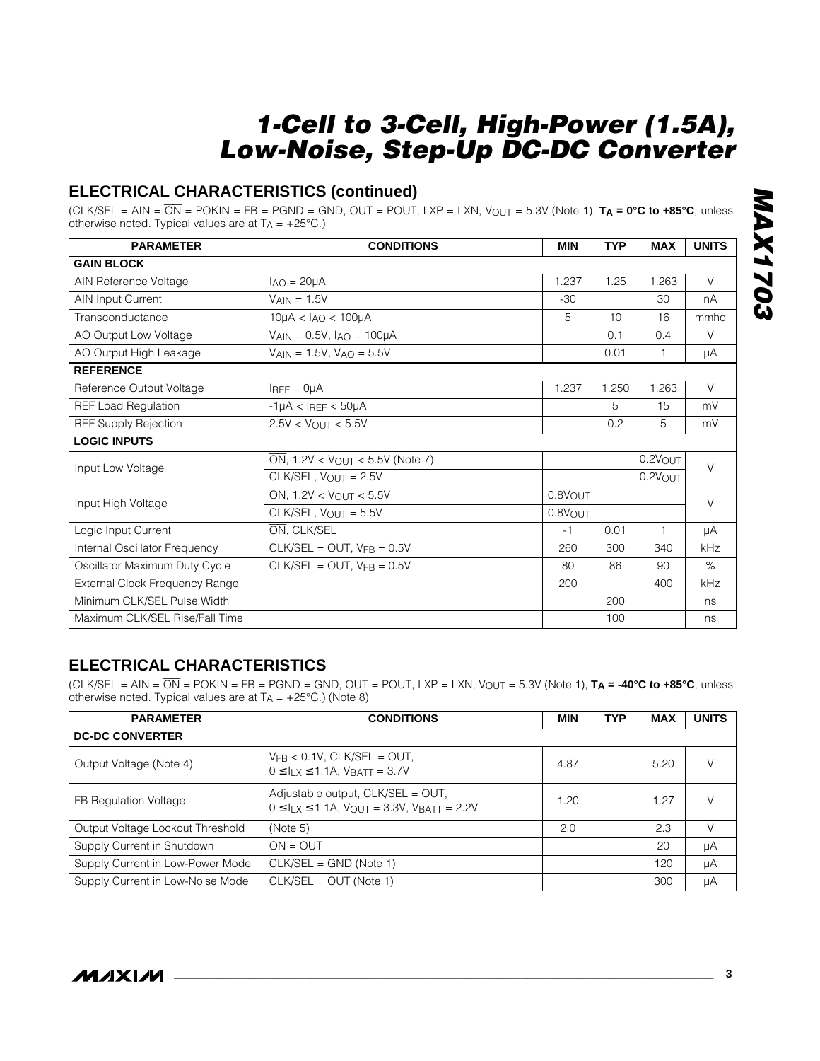# 1-Cell to 3-Cell, High-Power (1.5A), Low-Noise, Step-Up DC-DC Converter

## ELECTRICAL CHARACTERISTICS (continued)

(CLK/SEL = AIN = $\overline{ON}$ = POKIN = FB = PGND = GND, OUT = POUT, LXP = LXN, $V_{OUT}$ = 5.3V (Note 1), **$T_A$ = 0°C to +85°C**, unless otherwise noted. Typical values are at $T_A$ = +25°C.)

| PARAMETER | CONDITIONS | MIN | TYP | MAX | UNITS |
|---|---|---|---|---|---|
| **GAIN BLOCK** | | | | | |
| AIN Reference Voltage | $I_{AO}$ = 20µA | 1.237 | 1.25 | 1.263 | V |
| AIN Input Current | $V_{AIN}$ = 1.5V | -30 | | 30 | nA |
| Transconductance | 10µA < $I_{AO}$ < 100µA | 5 | 10 | 16 | mmho |
| AO Output Low Voltage | $V_{AIN}$ = 0.5V, $I_{AO}$ = 100µA | | 0.1 | 0.4 | V |
| AO Output High Leakage | $V_{AIN}$ = 1.5V, $V_{AO}$ = 5.5V | | 0.01 | 1 | µA |
| **REFERENCE** | | | | | |
| Reference Output Voltage | $I_{REF}$ = 0µA | 1.237 | 1.250 | 1.263 | V |
| REF Load Regulation | -1µA < $I_{REF}$ < 50µA | | 5 | 15 | mV |
| REF Supply Rejection | 2.5V < $V_{OUT}$ < 5.5V | | 0.2 | 5 | mV |
| **LOGIC INPUTS** | | | | | |
| Input Low Voltage | $\overline{ON}$, 1.2V < $V_{OUT}$ < 5.5V (Note 7) | | | 0.2$V_{OUT}$ | V |
| | CLK/SEL, $V_{OUT}$ = 2.5V | | | 0.2$V_{OUT}$ | |
| Input High Voltage | $\overline{ON}$, 1.2V < $V_{OUT}$ < 5.5V | 0.8$V_{OUT}$ | | | V |
| | CLK/SEL, $V_{OUT}$ = 5.5V | 0.8$V_{OUT}$ | | | |
| Logic Input Current | $\overline{ON}$, CLK/SEL | -1 | 0.01 | 1 | µA |
| Internal Oscillator Frequency | CLK/SEL = OUT, $V_{FB}$ = 0.5V | 260 | 300 | 340 | kHz |
| Oscillator Maximum Duty Cycle | CLK/SEL = OUT, $V_{FB}$ = 0.5V | 80 | 86 | 90 | % |
| External Clock Frequency Range | | 200 | | 400 | kHz |
| Minimum CLK/SEL Pulse Width | | | 200 | | ns |
| Maximum CLK/SEL Rise/Fall Time | | | 100 | | ns |

## ELECTRICAL CHARACTERISTICS

(CLK/SEL = AIN = $\overline{ON}$ = POKIN = FB = PGND = GND, OUT = POUT, LXP = LXN, $V_{OUT}$ = 5.3V (Note 1), **$T_A$ = -40°C to +85°C**, unless otherwise noted. Typical values are at $T_A$ = +25°C.) (Note 8)

| PARAMETER | CONDITIONS | MIN | TYP | MAX | UNITS |
|---|---|---|---|---|---|
| **DC-DC CONVERTER** | | | | | |
| Output Voltage (Note 4) | $V_{FB}$ < 0.1V, CLK/SEL = OUT, 0 ≤ $I_{LX}$ ≤ 1.1A, $V_{BATT}$ = 3.7V | 4.87 | | 5.20 | V |
| FB Regulation Voltage | Adjustable output, CLK/SEL = OUT, 0 ≤ $I_{LX}$ ≤ 1.1A, $V_{OUT}$ = 3.3V, $V_{BATT}$ = 2.2V | 1.20 | | 1.27 | V |
| Output Voltage Lockout Threshold | (Note 5) | 2.0 | | 2.3 | V |
| Supply Current in Shutdown | $\overline{ON}$ = OUT | | | 20 | µA |
| Supply Current in Low-Power Mode | CLK/SEL = GND (Note 1) | | | 120 | µA |
| Supply Current in Low-Noise Mode | CLK/SEL = OUT (Note 1) | | | 300 | µA |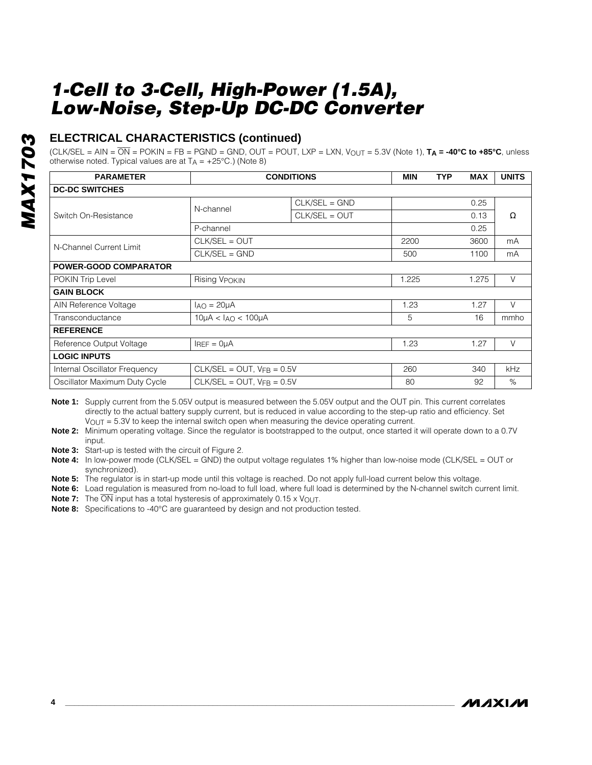## ELECTRICAL CHARACTERISTICS (continued)

(CLK/SEL = AIN = $\overline{ON}$ = POKIN = FB = PGND = GND, OUT = POUT, LXP = LXN, $V_{OUT}$ = 5.3V (Note 1), **$T_A$ = -40°C to +85°C**, unless otherwise noted. Typical values are at $T_A$ = +25°C.) (Note 8)

| PARAMETER | CONDITIONS | | MIN | TYP | MAX | UNITS |
|---|---|---|---|---|---|---|
| **DC-DC SWITCHES** | | | | | | |
| Switch On-Resistance | N-channel | CLK/SEL = GND | | | 0.25 | Ω |
| | | CLK/SEL = OUT | | | 0.13 | |
| | P-channel | | | | 0.25 | |
| N-Channel Current Limit | CLK/SEL = OUT | | 2200 | | 3600 | mA |
| | CLK/SEL = GND | | 500 | | 1100 | mA |
| **POWER-GOOD COMPARATOR** | | | | | | |
| POKIN Trip Level | Rising $V_{POKIN}$ | | 1.225 | | 1.275 | V |
| **GAIN BLOCK** | | | | | | |
| AIN Reference Voltage | $I_{AO}$ = 20µA | | 1.23 | | 1.27 | V |
| Transconductance | 10µA < $I_{AO}$ < 100µA | | 5 | | 16 | mmho |
| **REFERENCE** | | | | | | |
| Reference Output Voltage | $I_{REF}$ = 0µA | | 1.23 | | 1.27 | V |
| **LOGIC INPUTS** | | | | | | |
| Internal Oscillator Frequency | CLK/SEL = OUT, $V_{FB}$ = 0.5V | | 260 | | 340 | kHz |
| Oscillator Maximum Duty Cycle | CLK/SEL = OUT, $V_{FB}$ = 0.5V | | 80 | | 92 | % |

**Note 1:** Supply current from the 5.05V output is measured between the 5.05V output and the OUT pin. This current correlates directly to the actual battery supply current, but is reduced in value according to the step-up ratio and efficiency. Set $V_{OUT}$ = 5.3V to keep the internal switch open when measuring the device operating current.

**Note 2:** Minimum operating voltage. Since the regulator is bootstrapped to the output, once started it will operate down to a 0.7V input.

**Note 3:** Start-up is tested with the circuit of Figure 2.

**Note 4:** In low-power mode (CLK/SEL = GND) the output voltage regulates 1% higher than low-noise mode (CLK/SEL = OUT or synchronized).

**Note 5:** The regulator is in start-up mode until this voltage is reached. Do not apply full-load current below this voltage.

**Note 6:** Load regulation is measured from no-load to full load, where full load is determined by the N-channel switch current limit.

**Note 7:** The $\overline{ON}$ input has a total hysteresis of approximately 0.15 x $V_{OUT}$.

**Note 8:** Specifications to -40°C are guaranteed by design and not production tested.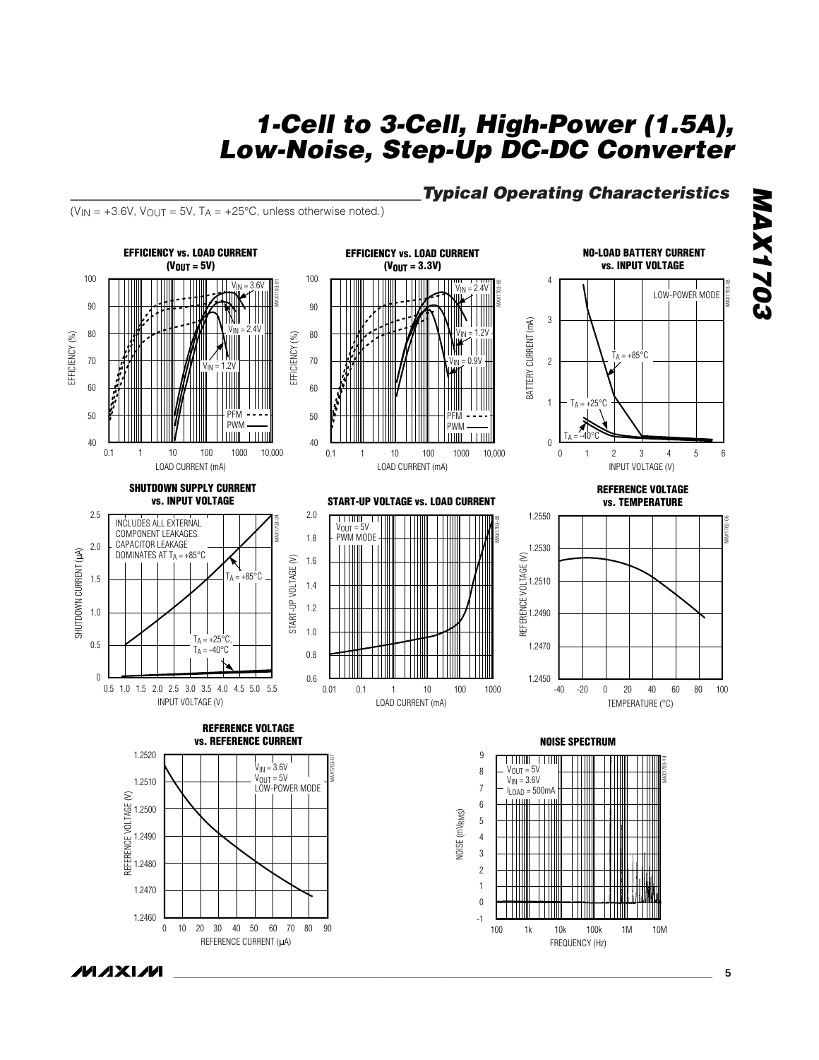## Typical Operating Characteristics

($V_{IN}$ = +3.6V, $V_{OUT}$ = 5V, $T_A$ = +25°C, unless otherwise noted.)

**EFFICIENCY vs. LOAD CURRENT ($V_{OUT}$ = 5V)**

**EFFICIENCY vs. LOAD CURRENT ($V_{OUT}$ = 3.3V)**

**NO-LOAD BATTERY CURRENT vs. INPUT VOLTAGE**

**SHUTDOWN SUPPLY CURRENT vs. INPUT VOLTAGE**

**START-UP VOLTAGE vs. LOAD CURRENT**

**REFERENCE VOLTAGE vs. TEMPERATURE**

**REFERENCE VOLTAGE vs. REFERENCE CURRENT**

**NOISE SPECTRUM**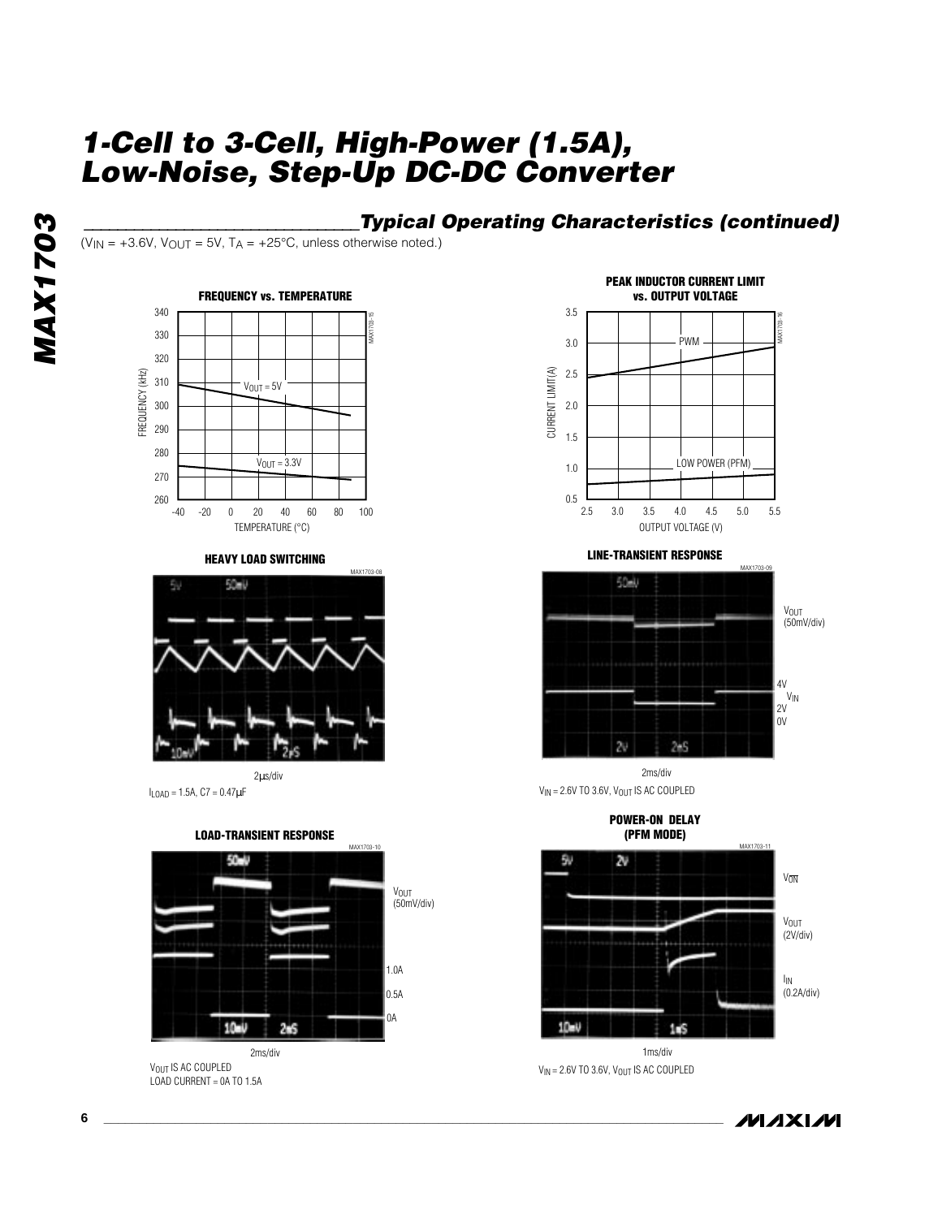## Typical Operating Characteristics (continued)

($V_{IN}$ = +3.6V, $V_{OUT}$ = 5V, $T_A$ = +25°C, unless otherwise noted.)

**FREQUENCY vs. TEMPERATURE**

**PEAK INDUCTOR CURRENT LIMIT vs. OUTPUT VOLTAGE**

**HEAVY LOAD SWITCHING**

2µs/div

$I_{LOAD}$ = 1.5A, C7 = 0.47µF

**LINE-TRANSIENT RESPONSE**

2ms/div

$V_{IN}$ = 2.6V TO 3.6V, $V_{OUT}$ IS AC COUPLED

**LOAD-TRANSIENT RESPONSE**

2ms/div

$V_{OUT}$ IS AC COUPLED

LOAD CURRENT = 0A TO 1.5A

**POWER-ON DELAY (PFM MODE)**

1ms/div

$V_{IN}$ = 2.6V TO 3.6V, $V_{OUT}$ IS AC COUPLED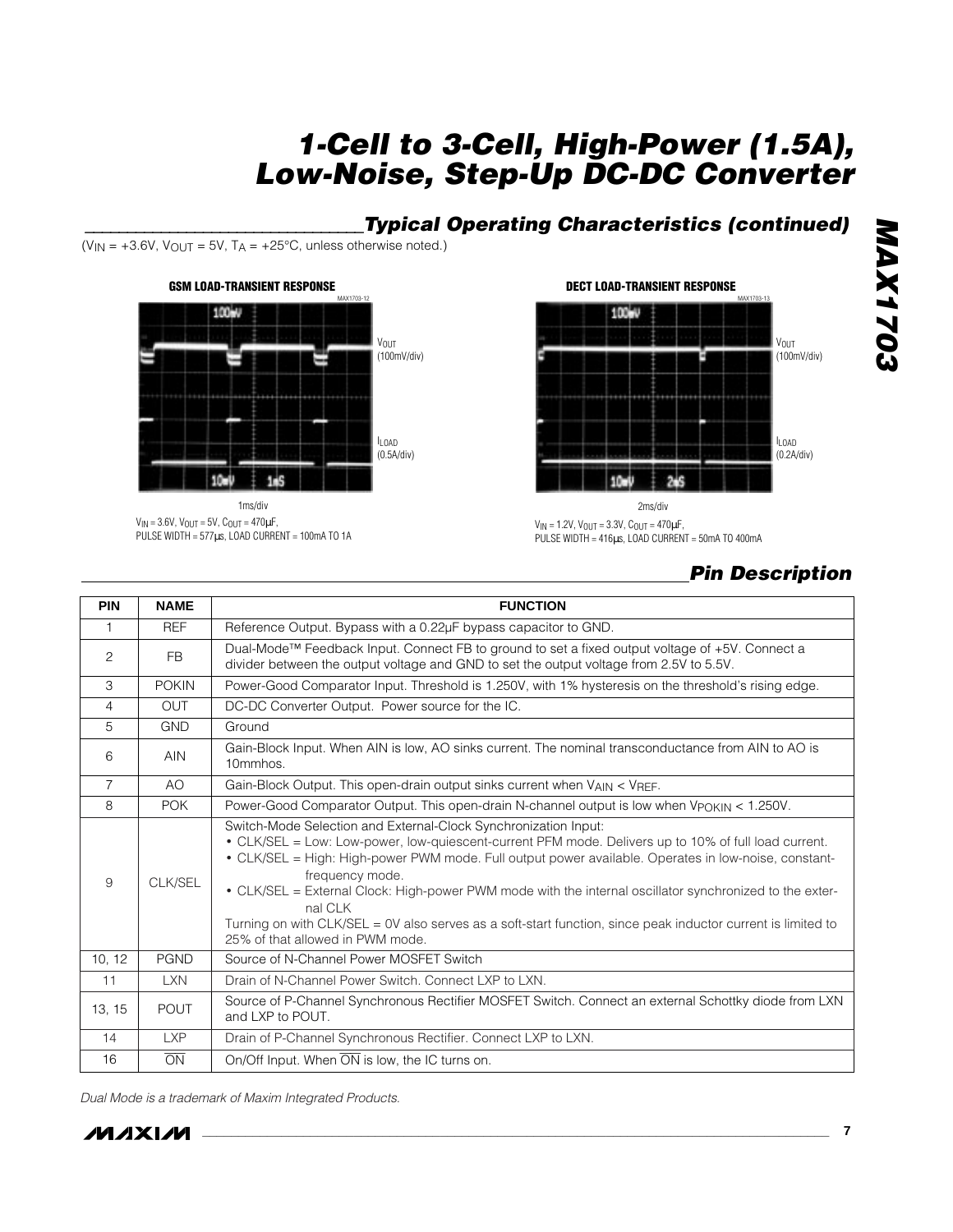## Typical Operating Characteristics (continued)

($V_{IN}$ = +3.6V, $V_{OUT}$ = 5V, $T_A$ = +25°C, unless otherwise noted.)

**GSM LOAD-TRANSIENT RESPONSE**

$V_{OUT}$ (100mV/div)

$I_{LOAD}$ (0.5A/div)

1ms/div

$V_{IN}$ = 3.6V, $V_{OUT}$ = 5V, $C_{OUT}$ = 470µF, PULSE WIDTH = 577µs, LOAD CURRENT = 100mA TO 1A

**DECT LOAD-TRANSIENT RESPONSE**

$V_{OUT}$ (100mV/div)

$I_{LOAD}$ (0.2A/div)

2ms/div

$V_{IN}$ = 1.2V, $V_{OUT}$ = 3.3V, $C_{OUT}$ = 470µF, PULSE WIDTH = 416µs, LOAD CURRENT = 50mA TO 400mA

## Pin Description

| PIN | NAME | FUNCTION |
|---|---|---|
| 1 | REF | Reference Output. Bypass with a 0.22µF bypass capacitor to GND. |
| 2 | FB | Dual-Mode™ Feedback Input. Connect FB to ground to set a fixed output voltage of +5V. Connect a divider between the output voltage and GND to set the output voltage from 2.5V to 5.5V. |
| 3 | POKIN | Power-Good Comparator Input. Threshold is 1.250V, with 1% hysteresis on the threshold's rising edge. |
| 4 | OUT | DC-DC Converter Output. Power source for the IC. |
| 5 | GND | Ground |
| 6 | AIN | Gain-Block Input. When AIN is low, AO sinks current. The nominal transconductance from AIN to AO is 10mmhos. |
| 7 | AO | Gain-Block Output. This open-drain output sinks current when $V_{AIN} < V_{REF}$. |
| 8 | POK | Power-Good Comparator Output. This open-drain N-channel output is low when $V_{POKIN}$ < 1.250V. |
| 9 | CLK/SEL | Switch-Mode Selection and External-Clock Synchronization Input: • CLK/SEL = Low: Low-power, low-quiescent-current PFM mode. Delivers up to 10% of full load current. • CLK/SEL = High: High-power PWM mode. Full output power available. Operates in low-noise, constant-frequency mode. • CLK/SEL = External Clock: High-power PWM mode with the internal oscillator synchronized to the external CLK. Turning on with CLK/SEL = 0V also serves as a soft-start function, since peak inductor current is limited to 25% of that allowed in PWM mode. |
| 10, 12 | PGND | Source of N-Channel Power MOSFET Switch |
| 11 | LXN | Drain of N-Channel Power Switch. Connect LXP to LXN. |
| 13, 15 | POUT | Source of P-Channel Synchronous Rectifier MOSFET Switch. Connect an external Schottky diode from LXN and LXP to POUT. |
| 14 | LXP | Drain of P-Channel Synchronous Rectifier. Connect LXP to LXN. |
| 16 | $\overline{ON}$ | On/Off Input. When $\overline{ON}$ is low, the IC turns on. |

*Dual Mode is a trademark of Maxim Integrated Products.*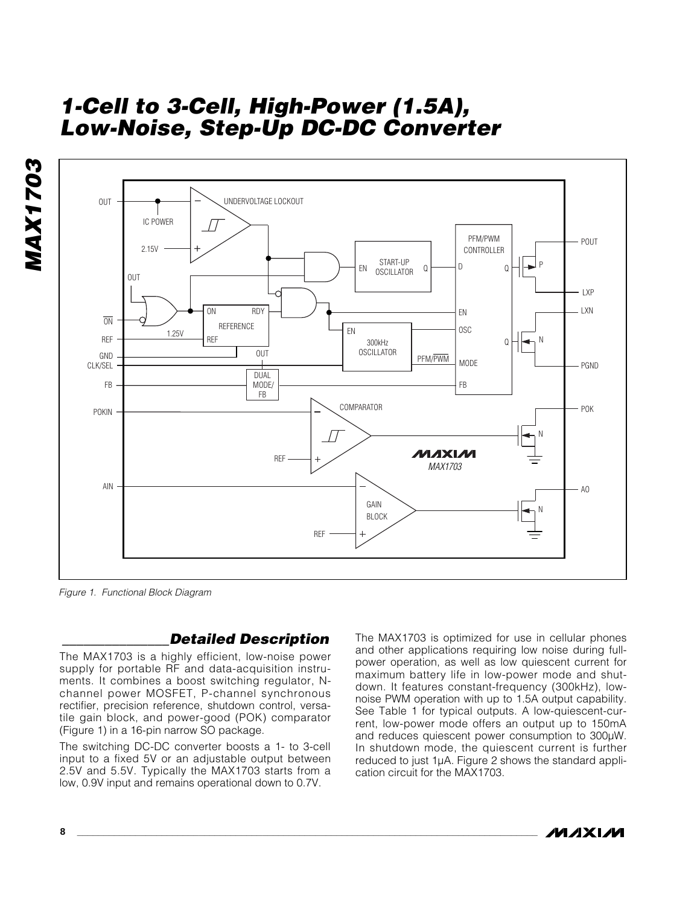Figure 1. Functional Block Diagram

## Detailed Description

The MAX1703 is a highly efficient, low-noise power supply for portable RF and data-acquisition instruments. It combines a boost switching regulator, N-channel power MOSFET, P-channel synchronous rectifier, precision reference, shutdown control, versatile gain block, and power-good (POK) comparator (Figure 1) in a 16-pin narrow SO package.

The switching DC-DC converter boosts a 1- to 3-cell input to a fixed 5V or an adjustable output between 2.5V and 5.5V. Typically the MAX1703 starts from a low, 0.9V input and remains operational down to 0.7V.

The MAX1703 is optimized for use in cellular phones and other applications requiring low noise during full-power operation, as well as low quiescent current for maximum battery life in low-power mode and shutdown. It features constant-frequency (300kHz), low-noise PWM operation with up to 1.5A output capability. See Table 1 for typical outputs. A low-quiescent-current, low-power mode offers an output up to 150mA and reduces quiescent power consumption to 300µW. In shutdown mode, the quiescent current is further reduced to just 1µA. Figure 2 shows the standard application circuit for the MAX1703.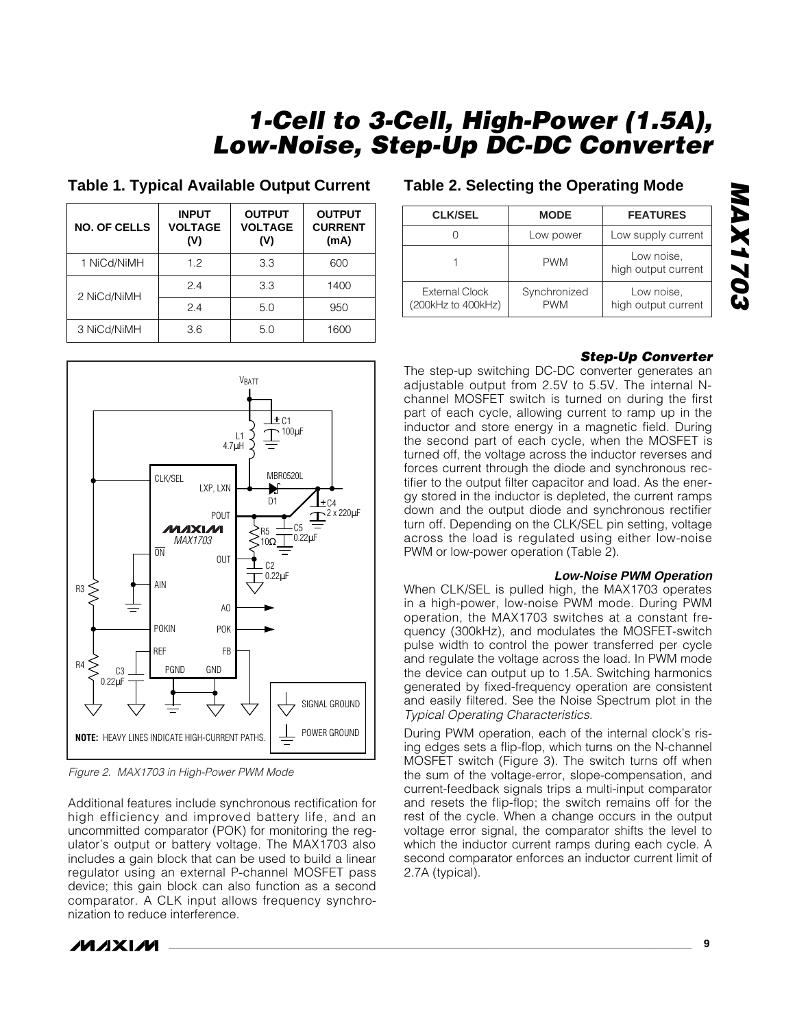# 1-Cell to 3-Cell, High-Power (1.5A), Low-Noise, Step-Up DC-DC Converter

## Table 1. Typical Available Output Current

| NO. OF CELLS | INPUT VOLTAGE (V) | OUTPUT VOLTAGE (V) | OUTPUT CURRENT (mA) |
|---|---|---|---|
| 1 NiCd/NiMH | 1.2 | 3.3 | 600 |
| 2 NiCd/NiMH | 2.4 | 3.3 | 1400 |
| | 2.4 | 5.0 | 950 |
| 3 NiCd/NiMH | 3.6 | 5.0 | 1600 |

Figure 2. MAX1703 in High-Power PWM Mode

Additional features include synchronous rectification for high efficiency and improved battery life, and an uncommitted comparator (POK) for monitoring the regulator's output or battery voltage. The MAX1703 also includes a gain block that can be used to build a linear regulator using an external P-channel MOSFET pass device; this gain block can also function as a second comparator. A CLK input allows frequency synchronization to reduce interference.

## Table 2. Selecting the Operating Mode

| CLK/SEL | MODE | FEATURES |
|---|---|---|
| 0 | Low power | Low supply current |
| 1 | PWM | Low noise, high output current |
| External Clock (200kHz to 400kHz) | Synchronized PWM | Low noise, high output current |

### Step-Up Converter

The step-up switching DC-DC converter generates an adjustable output from 2.5V to 5.5V. The internal N-channel MOSFET switch is turned on during the first part of each cycle, allowing current to ramp up in the inductor and store energy in a magnetic field. During the second part of each cycle, when the MOSFET is turned off, the voltage across the inductor reverses and forces current through the diode and synchronous rectifier to the output filter capacitor and load. As the energy stored in the inductor is depleted, the current ramps down and the output diode and synchronous rectifier turn off. Depending on the CLK/SEL pin setting, voltage across the load is regulated using either low-noise PWM or low-power operation (Table 2).

#### Low-Noise PWM Operation

When CLK/SEL is pulled high, the MAX1703 operates in a high-power, low-noise PWM mode. During PWM operation, the MAX1703 switches at a constant frequency (300kHz), and modulates the MOSFET-switch pulse width to control the power transferred per cycle and regulate the voltage across the load. In PWM mode the device can output up to 1.5A. Switching harmonics generated by fixed-frequency operation are consistent and easily filtered. See the Noise Spectrum plot in the *Typical Operating Characteristics*.

During PWM operation, each of the internal clock's rising edges sets a flip-flop, which turns on the N-channel MOSFET switch (Figure 3). The switch turns off when the sum of the voltage-error, slope-compensation, and current-feedback signals trips a multi-input comparator and resets the flip-flop; the switch remains off for the rest of the cycle. When a change occurs in the output voltage error signal, the comparator shifts the level to which the inductor current ramps during each cycle. A second comparator enforces an inductor current limit of 2.7A (typical).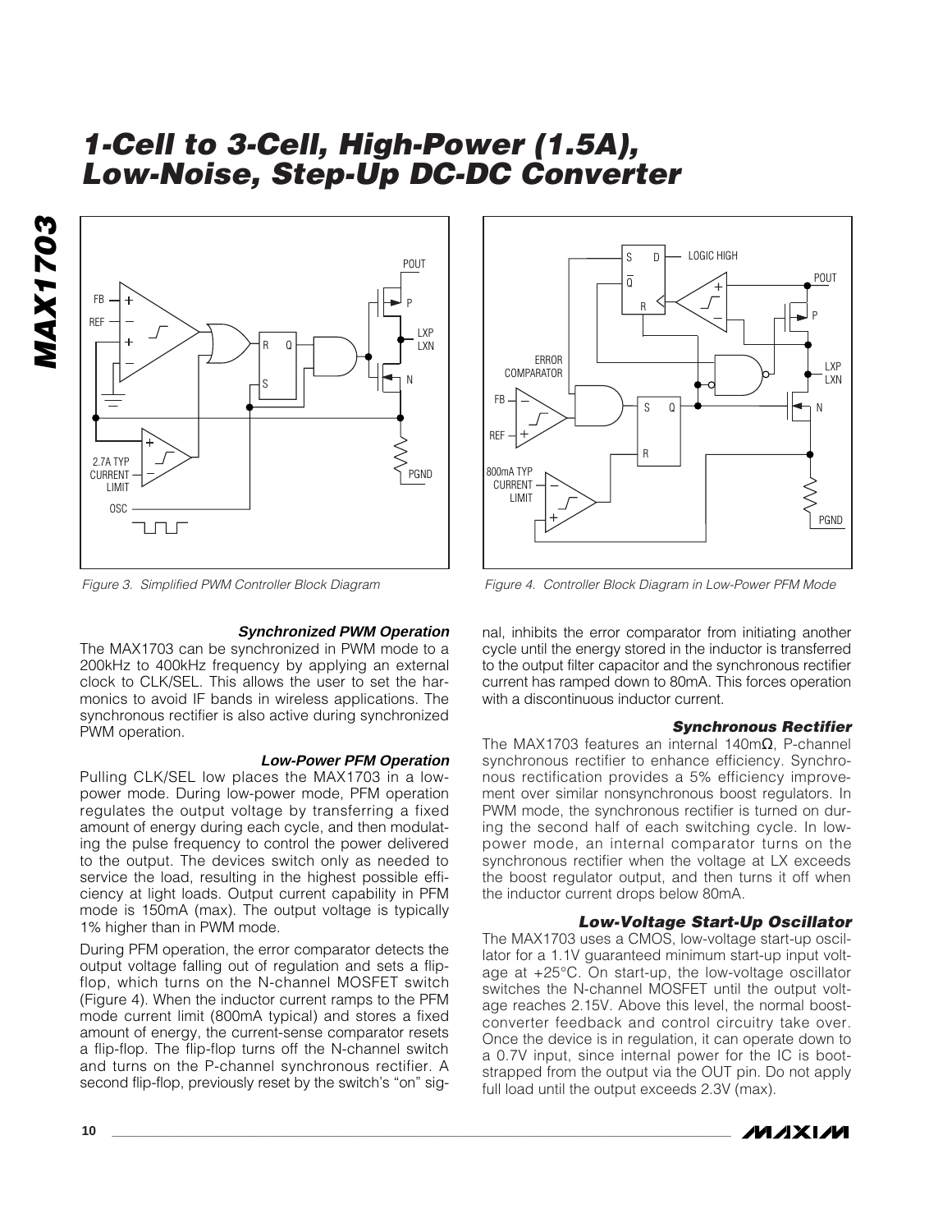# 1-Cell to 3-Cell, High-Power (1.5A), Low-Noise, Step-Up DC-DC Converter

Figure 3. Simplified PWM Controller Block Diagram

Figure 4. Controller Block Diagram in Low-Power PFM Mode

### *Synchronized PWM Operation*

The MAX1703 can be synchronized in PWM mode to a 200kHz to 400kHz frequency by applying an external clock to CLK/SEL. This allows the user to set the harmonics to avoid IF bands in wireless applications. The synchronous rectifier is also active during synchronized PWM operation.

### *Low-Power PFM Operation*

Pulling CLK/SEL low places the MAX1703 in a low-power mode. During low-power mode, PFM operation regulates the output voltage by transferring a fixed amount of energy during each cycle, and then modulating the pulse frequency to control the power delivered to the output. The devices switch only as needed to service the load, resulting in the highest possible efficiency at light loads. Output current capability in PFM mode is 150mA (max). The output voltage is typically 1% higher than in PWM mode.

During PFM operation, the error comparator detects the output voltage falling out of regulation and sets a flip-flop, which turns on the N-channel MOSFET switch (Figure 4). When the inductor current ramps to the PFM mode current limit (800mA typical) and stores a fixed amount of energy, the current-sense comparator resets a flip-flop. The flip-flop turns off the N-channel switch and turns on the P-channel synchronous rectifier. A second flip-flop, previously reset by the switch's "on" signal, inhibits the error comparator from initiating another cycle until the energy stored in the inductor is transferred to the output filter capacitor and the synchronous rectifier current has ramped down to 80mA. This forces operation with a discontinuous inductor current.

### *Synchronous Rectifier*

The MAX1703 features an internal 140mΩ, P-channel synchronous rectifier to enhance efficiency. Synchronous rectification provides a 5% efficiency improvement over similar nonsynchronous boost regulators. In PWM mode, the synchronous rectifier is turned on during the second half of each switching cycle. In low-power mode, an internal comparator turns on the synchronous rectifier when the voltage at LX exceeds the boost regulator output, and then turns it off when the inductor current drops below 80mA.

### *Low-Voltage Start-Up Oscillator*

The MAX1703 uses a CMOS, low-voltage start-up oscillator for a 1.1V guaranteed minimum start-up input voltage at +25°C. On start-up, the low-voltage oscillator switches the N-channel MOSFET until the output voltage reaches 2.15V. Above this level, the normal boost-converter feedback and control circuitry take over. Once the device is in regulation, it can operate down to a 0.7V input, since internal power for the IC is bootstrapped from the output via the OUT pin. Do not apply full load until the output exceeds 2.3V (max).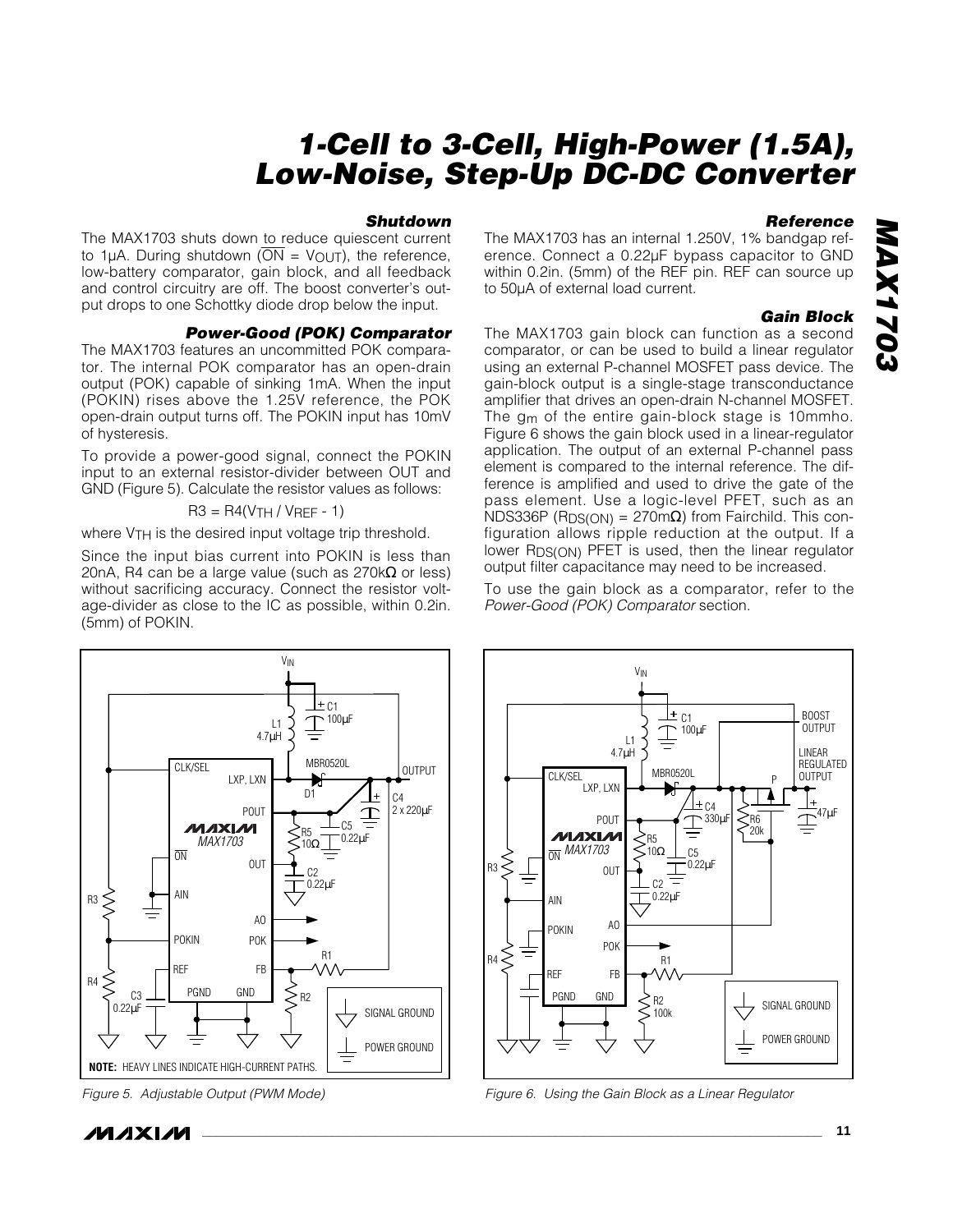### Shutdown

The MAX1703 shuts down to reduce quiescent current to 1µA. During shutdown ($\overline{ON} = V_{OUT}$), the reference, low-battery comparator, gain block, and all feedback and control circuitry are off. The boost converter's output drops to one Schottky diode drop below the input.

### Power-Good (POK) Comparator

The MAX1703 features an uncommitted POK comparator. The internal POK comparator has an open-drain output (POK) capable of sinking 1mA. When the input (POKIN) rises above the 1.25V reference, the POK open-drain output turns off. The POKIN input has 10mV of hysteresis.

To provide a power-good signal, connect the POKIN input to an external resistor-divider between OUT and GND (Figure 5). Calculate the resistor values as follows:

$$R3 = R4(V_{TH} / V_{REF} - 1)$$

where $V_{TH}$ is the desired input voltage trip threshold.

Since the input bias current into POKIN is less than 20nA, R4 can be a large value (such as 270kΩ or less) without sacrificing accuracy. Connect the resistor voltage-divider as close to the IC as possible, within 0.2in. (5mm) of POKIN.

### Reference

The MAX1703 has an internal 1.250V, 1% bandgap reference. Connect a 0.22µF bypass capacitor to GND within 0.2in. (5mm) of the REF pin. REF can source up to 50µA of external load current.

### Gain Block

The MAX1703 gain block can function as a second comparator, or can be used to build a linear regulator using an external P-channel MOSFET pass device. The gain-block output is a single-stage transconductance amplifier that drives an open-drain N-channel MOSFET. The $g_m$ of the entire gain-block stage is 10mmho. Figure 6 shows the gain block used in a linear-regulator application. The output of an external P-channel pass element is compared to the internal reference. The difference is amplified and used to drive the gate of the pass element. Use a logic-level PFET, such as an NDS336P ($R_{DS(ON)}$ = 270mΩ) from Fairchild. This configuration allows ripple reduction at the output. If a lower $R_{DS(ON)}$ PFET is used, then the linear regulator output filter capacitance may need to be increased.

To use the gain block as a comparator, refer to the *Power-Good (POK) Comparator* section.

*Figure 5. Adjustable Output (PWM Mode)*

*Figure 6. Using the Gain Block as a Linear Regulator*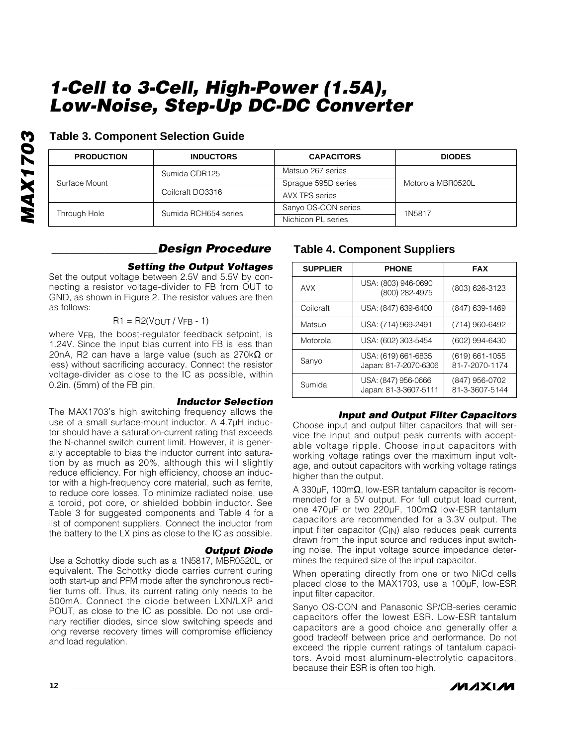## Table 3. Component Selection Guide

| PRODUCTION | INDUCTORS | CAPACITORS | DIODES |
|---|---|---|---|
| Surface Mount | Sumida CDR125 | Matsuo 267 series | Motorola MBR0520L |
| | | Sprague 595D series | |
| | Coilcraft DO3316 | AVX TPS series | |
| Through Hole | Sumida RCH654 series | Sanyo OS-CON series | 1N5817 |
| | | Nichicon PL series | |

## Design Procedure

### Setting the Output Voltages

Set the output voltage between 2.5V and 5.5V by connecting a resistor voltage-divider to FB from OUT to GND, as shown in Figure 2. The resistor values are then as follows:

$$R1 = R2(V_{OUT} / V_{FB} - 1)$$

where $V_{FB}$, the boost-regulator feedback setpoint, is 1.24V. Since the input bias current into FB is less than 20nA, R2 can have a large value (such as 270kΩ or less) without sacrificing accuracy. Connect the resistor voltage-divider as close to the IC as possible, within 0.2in. (5mm) of the FB pin.

### Inductor Selection

The MAX1703's high switching frequency allows the use of a small surface-mount inductor. A 4.7µH inductor should have a saturation-current rating that exceeds the N-channel switch current limit. However, it is generally acceptable to bias the inductor current into saturation by as much as 20%, although this will slightly reduce efficiency. For high efficiency, choose an inductor with a high-frequency core material, such as ferrite, to reduce core losses. To minimize radiated noise, use a toroid, pot core, or shielded bobbin inductor. See Table 3 for suggested components and Table 4 for a list of component suppliers. Connect the inductor from the battery to the LX pins as close to the IC as possible.

### Output Diode

Use a Schottky diode such as a 1N5817, MBR0520L, or equivalent. The Schottky diode carries current during both start-up and PFM mode after the synchronous rectifier turns off. Thus, its current rating only needs to be 500mA. Connect the diode between LXN/LXP and POUT, as close to the IC as possible. Do not use ordinary rectifier diodes, since slow switching speeds and long reverse recovery times will compromise efficiency and load regulation.

## Table 4. Component Suppliers

| SUPPLIER | PHONE | FAX |
|---|---|---|
| AVX | USA: (803) 946-0690<br>(800) 282-4975 | (803) 626-3123 |
| Coilcraft | USA: (847) 639-6400 | (847) 639-1469 |
| Matsuo | USA: (714) 969-2491 | (714) 960-6492 |
| Motorola | USA: (602) 303-5454 | (602) 994-6430 |
| Sanyo | USA: (619) 661-6835<br>Japan: 81-7-2070-6306 | (619) 661-1055<br>81-7-2070-1174 |
| Sumida | USA: (847) 956-0666<br>Japan: 81-3-3607-5111 | (847) 956-0702<br>81-3-3607-5144 |

### Input and Output Filter Capacitors

Choose input and output filter capacitors that will service the input and output peak currents with acceptable voltage ripple. Choose input capacitors with working voltage ratings over the maximum input voltage, and output capacitors with working voltage ratings higher than the output.

A 330µF, 100mΩ, low-ESR tantalum capacitor is recommended for a 5V output. For full output load current, one 470µF or two 220µF, 100mΩ low-ESR tantalum capacitors are recommended for a 3.3V output. The input filter capacitor ($C_{IN}$) also reduces peak currents drawn from the input source and reduces input switching noise. The input voltage source impedance determines the required size of the input capacitor.

When operating directly from one or two NiCd cells placed close to the MAX1703, use a 100µF, low-ESR input filter capacitor.

Sanyo OS-CON and Panasonic SP/CB-series ceramic capacitors offer the lowest ESR. Low-ESR tantalum capacitors are a good choice and generally offer a good tradeoff between price and performance. Do not exceed the ripple current ratings of tantalum capacitors. Avoid most aluminum-electrolytic capacitors, because their ESR is often too high.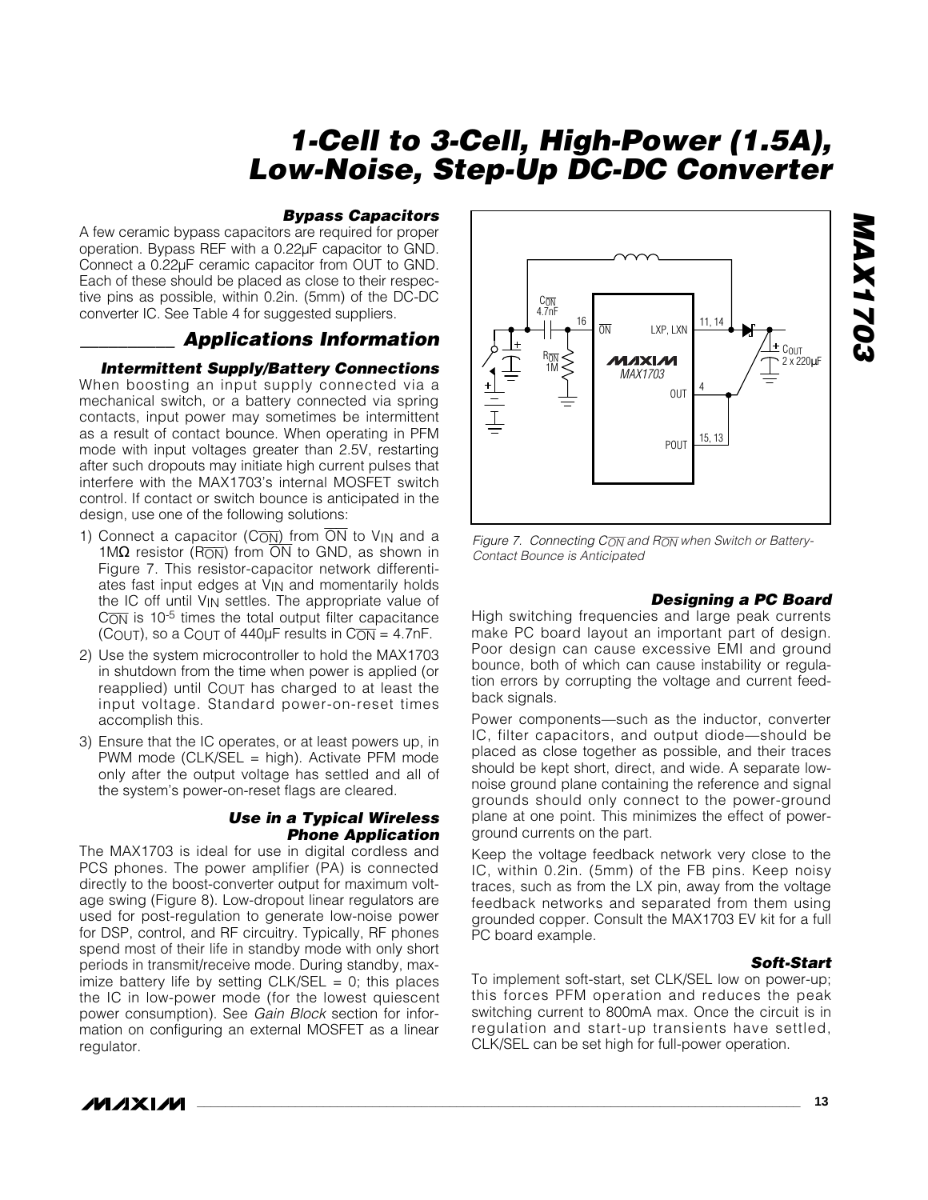## Bypass Capacitors

A few ceramic bypass capacitors are required for proper operation. Bypass REF with a 0.22µF capacitor to GND. Connect a 0.22µF ceramic capacitor from OUT to GND. Each of these should be placed as close to their respective pins as possible, within 0.2in. (5mm) of the DC-DC converter IC. See Table 4 for suggested suppliers.

## Applications Information

### Intermittent Supply/Battery Connections

When boosting an input supply connected via a mechanical switch, or a battery connected via spring contacts, input power may sometimes be intermittent as a result of contact bounce. When operating in PFM mode with input voltages greater than 2.5V, restarting after such dropouts may initiate high current pulses that interfere with the MAX1703's internal MOSFET switch control. If contact or switch bounce is anticipated in the design, use one of the following solutions:

1) Connect a capacitor ($C_{\overline{ON}}$) from $\overline{ON}$ to $V_{IN}$ and a 1MΩ resistor ($R_{\overline{ON}}$) from $\overline{ON}$ to GND, as shown in Figure 7. This resistor-capacitor network differentiates fast input edges at $V_{IN}$ and momentarily holds the IC off until $V_{IN}$ settles. The appropriate value of $C_{\overline{ON}}$ is $10^{-5}$ times the total output filter capacitance ($C_{OUT}$), so a $C_{OUT}$ of 440µF results in $C_{\overline{ON}}$ = 4.7nF.
2) Use the system microcontroller to hold the MAX1703 in shutdown from the time when power is applied (or reapplied) until $C_{OUT}$ has charged to at least the input voltage. Standard power-on-reset times accomplish this.
3) Ensure that the IC operates, or at least powers up, in PWM mode (CLK/SEL = high). Activate PFM mode only after the output voltage has settled and all of the system's power-on-reset flags are cleared.

### Use in a Typical Wireless Phone Application

The MAX1703 is ideal for use in digital cordless and PCS phones. The power amplifier (PA) is connected directly to the boost-converter output for maximum voltage swing (Figure 8). Low-dropout linear regulators are used for post-regulation to generate low-noise power for DSP, control, and RF circuitry. Typically, RF phones spend most of their life in standby mode with only short periods in transmit/receive mode. During standby, maximize battery life by setting CLK/SEL = 0; this places the IC in low-power mode (for the lowest quiescent power consumption). See *Gain Block* section for information on configuring an external MOSFET as a linear regulator.

*Figure 7. Connecting $C_{\overline{ON}}$ and $R_{\overline{ON}}$ when Switch or Battery-Contact Bounce is Anticipated*

### Designing a PC Board

High switching frequencies and large peak currents make PC board layout an important part of design. Poor design can cause excessive EMI and ground bounce, both of which can cause instability or regulation errors by corrupting the voltage and current feedback signals.

Power components—such as the inductor, converter IC, filter capacitors, and output diode—should be placed as close together as possible, and their traces should be kept short, direct, and wide. A separate low-noise ground plane containing the reference and signal grounds should only connect to the power-ground plane at one point. This minimizes the effect of power-ground currents on the part.

Keep the voltage feedback network very close to the IC, within 0.2in. (5mm) of the FB pins. Keep noisy traces, such as from the LX pin, away from the voltage feedback networks and separated from them using grounded copper. Consult the MAX1703 EV kit for a full PC board example.

### Soft-Start

To implement soft-start, set CLK/SEL low on power-up; this forces PFM operation and reduces the peak switching current to 800mA max. Once the circuit is in regulation and start-up transients have settled, CLK/SEL can be set high for full-power operation.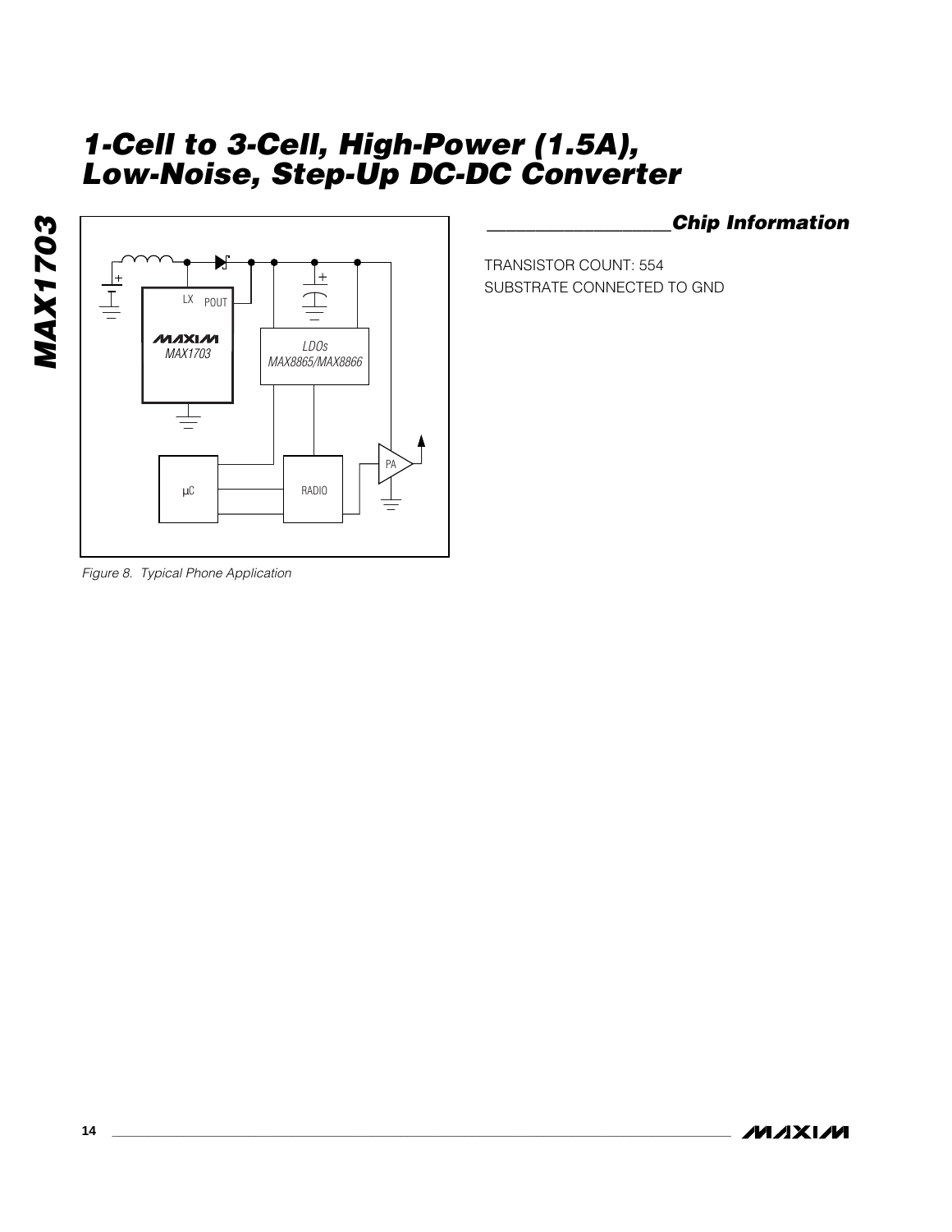Figure 8. Typical Phone Application

## Chip Information

TRANSISTOR COUNT: 554
SUBSTRATE CONNECTED TO GND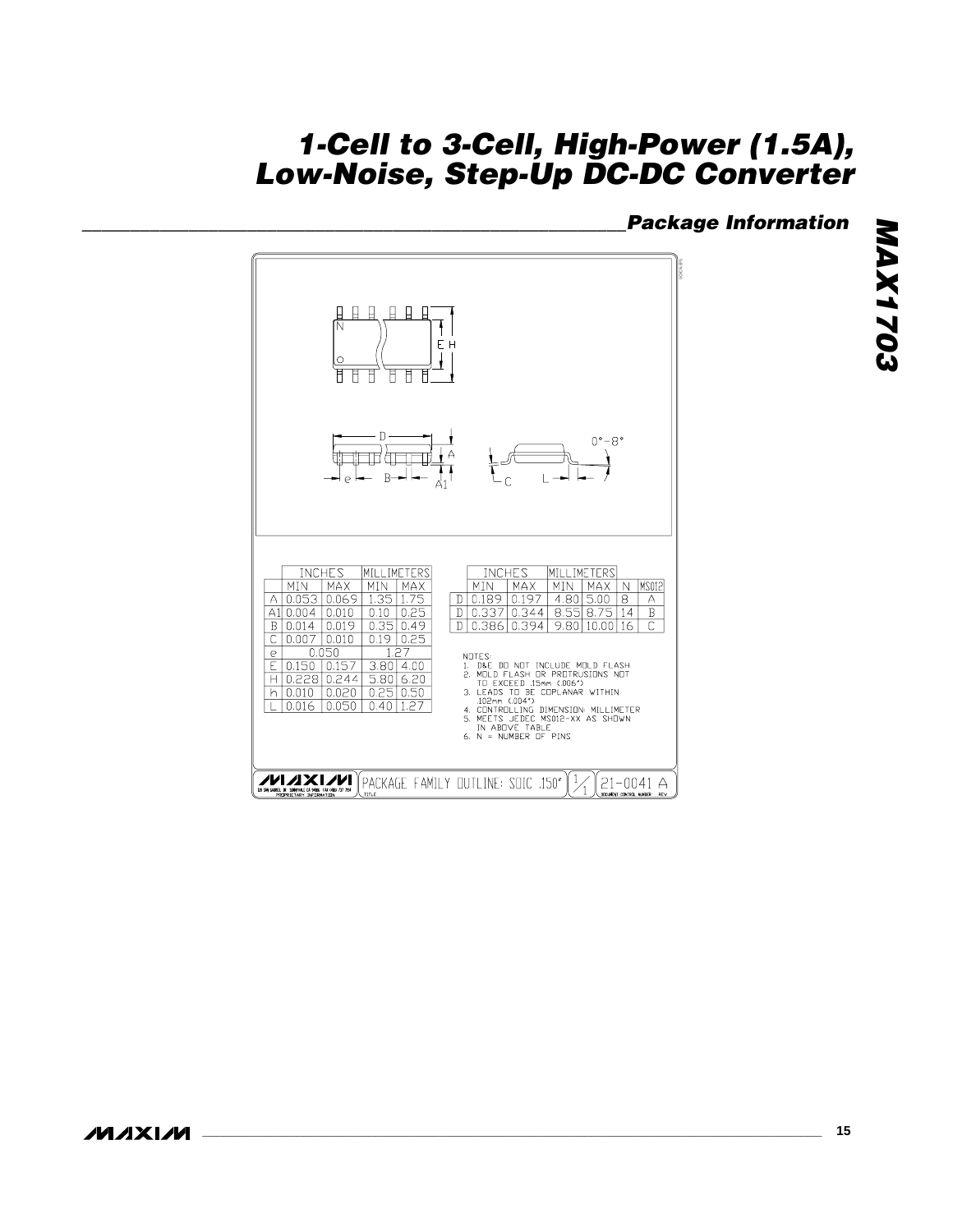## Package Information

| | INCHES | | MILLIMETERS | |
|---|---|---|---|---|
| | MIN | MAX | MIN | MAX |
| A | 0.053 | 0.069 | 1.35 | 1.75 |
| A1 | 0.004 | 0.010 | 0.10 | 0.25 |
| B | 0.014 | 0.019 | 0.35 | 0.49 |
| C | 0.007 | 0.010 | 0.19 | 0.25 |
| e | 0.050 | | 1.27 | |
| E | 0.150 | 0.157 | 3.80 | 4.00 |
| H | 0.228 | 0.244 | 5.80 | 6.20 |
| h | 0.010 | 0.020 | 0.25 | 0.50 |
| L | 0.016 | 0.050 | 0.40 | 1.27 |

| | INCHES | | MILLIMETERS | | | |
|---|---|---|---|---|---|---|
| | MIN | MAX | MIN | MAX | N | MS012 |
| D | 0.189 | 0.197 | 4.80 | 5.00 | 8 | A |
| D | 0.337 | 0.344 | 8.55 | 8.75 | 14 | B |
| D | 0.386 | 0.394 | 9.80 | 10.00 | 16 | C |

NOTES:
1. D&E DO NOT INCLUDE MOLD FLASH
2. MOLD FLASH OR PROTRUSIONS NOT TO EXCEED .15mm (.006")
3. LEADS TO BE COPLANAR WITHIN .102mm (.004")
4. CONTROLLING DIMENSION: MILLIMETER
5. MEETS JEDEC MS012-XX AS SHOWN IN ABOVE TABLE
6. N = NUMBER OF PINS

PACKAGE FAMILY OUTLINE: SOIC .150" 1/1 21-0041 A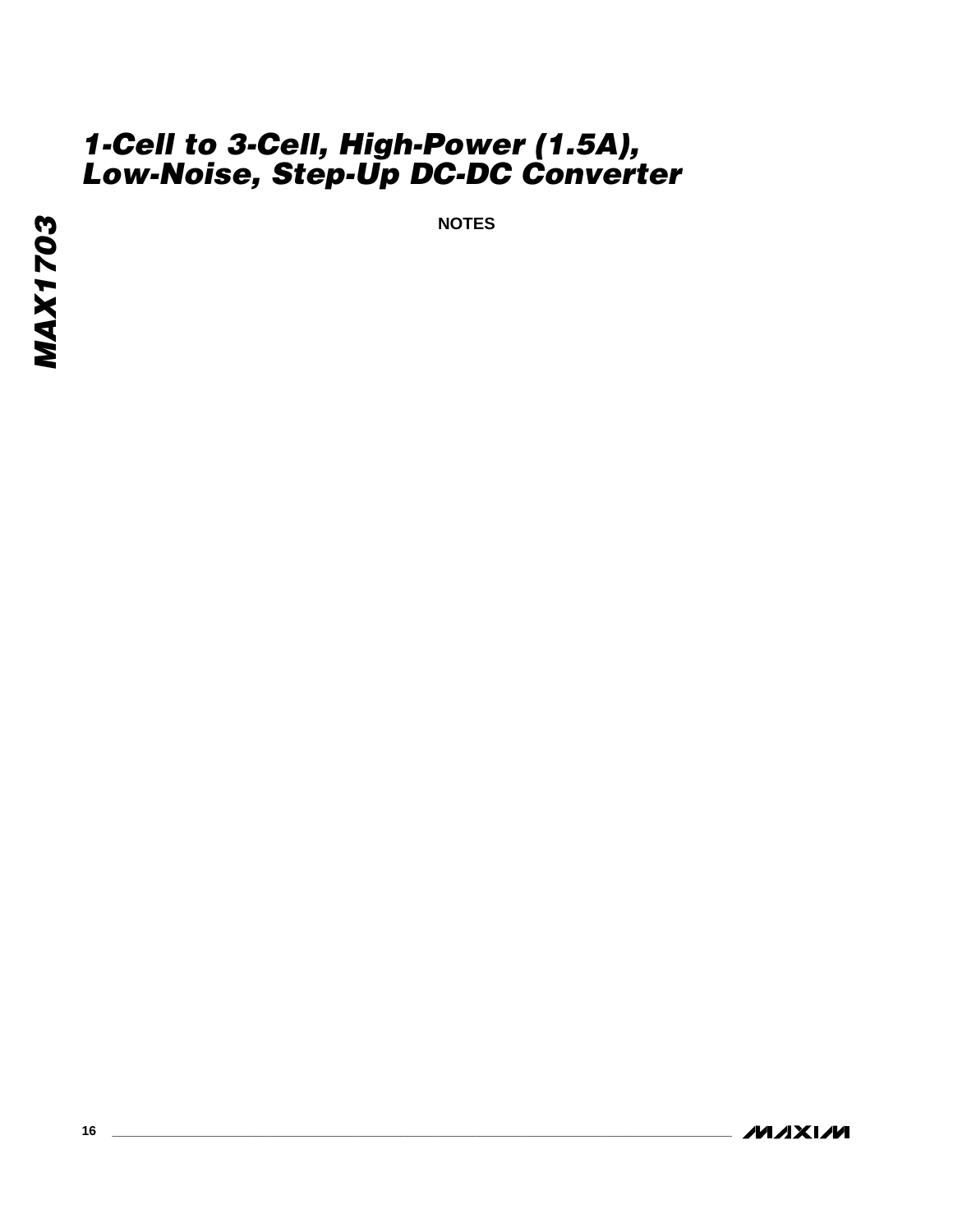NOTES